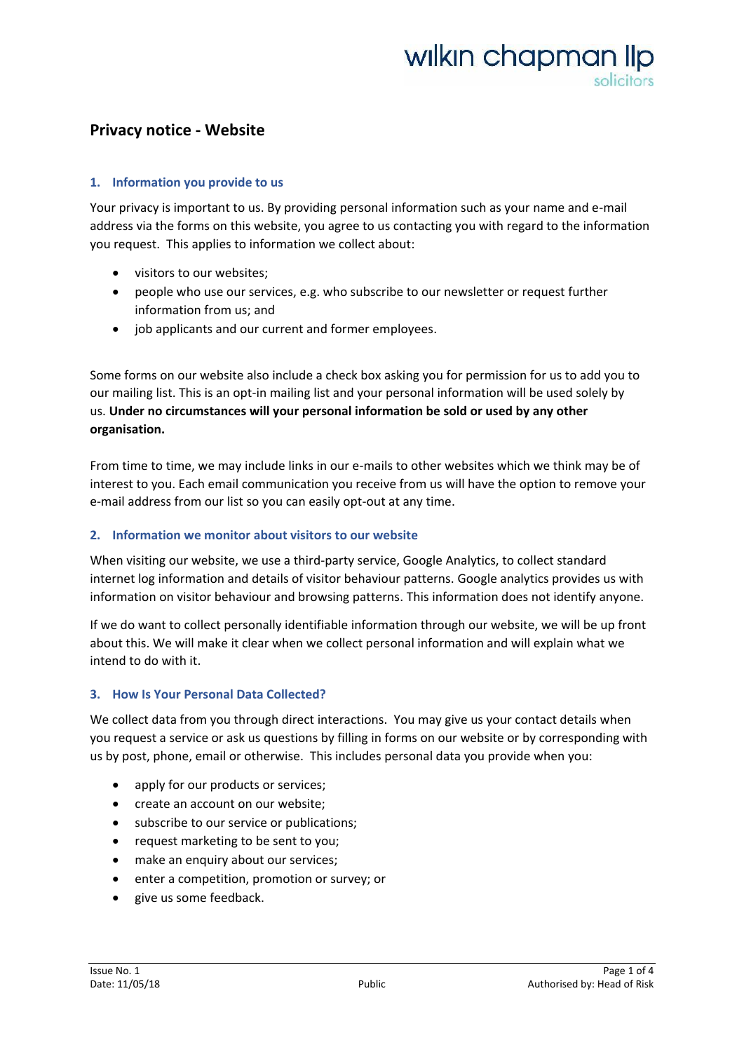# Privacy notice - Website

## 1. Information you provide to us

Your privacy is important to us. By providing personal information such as your name and e-mail address via the forms on this website, you agree to us contacting you with regard to the information you request. This applies to information we collect about:

- visitors to our websites;
- people who use our services, e.g. who subscribe to our newsletter or request further information from us; and
- job applicants and our current and former employees.

Some forms on our website also include a check box asking you for permission for us to add you to our mailing list. This is an opt-in mailing list and your personal information will be used solely by us. **Under no circumstances will your personal information be sold or used by any other organisation.**

From time to time, we may include links in our e-mails to other websites which we think may be of interest to you. Each email communication you receive from us will have the option to remove your e-mail address from our list so you can easily opt-out at any time.

## 2. Information we monitor about visitors to our website

When visiting our website, we use a third-party service, Google Analytics, to collect standard internet log information and details of visitor behaviour patterns. Google analytics provides us with information on visitor behaviour and browsing patterns. This information does not identify anyone.

If we do want to collect personally identifiable information through our website, we will be up front about this. We will make it clear when we collect personal information and will explain what we intend to do with it.

## 3. How Is Your Personal Data Collected?

We collect data from you through direct interactions. You may give us your contact details when you request a service or ask us questions by filling in forms on our website or by corresponding with us by post, phone, email or otherwise. This includes personal data you provide when you:

- apply for our products or services;
- create an account on our website;
- subscribe to our service or publications;
- request marketing to be sent to you;
- make an enquiry about our services;
- enter a competition, promotion or survey; or
- give us some feedback.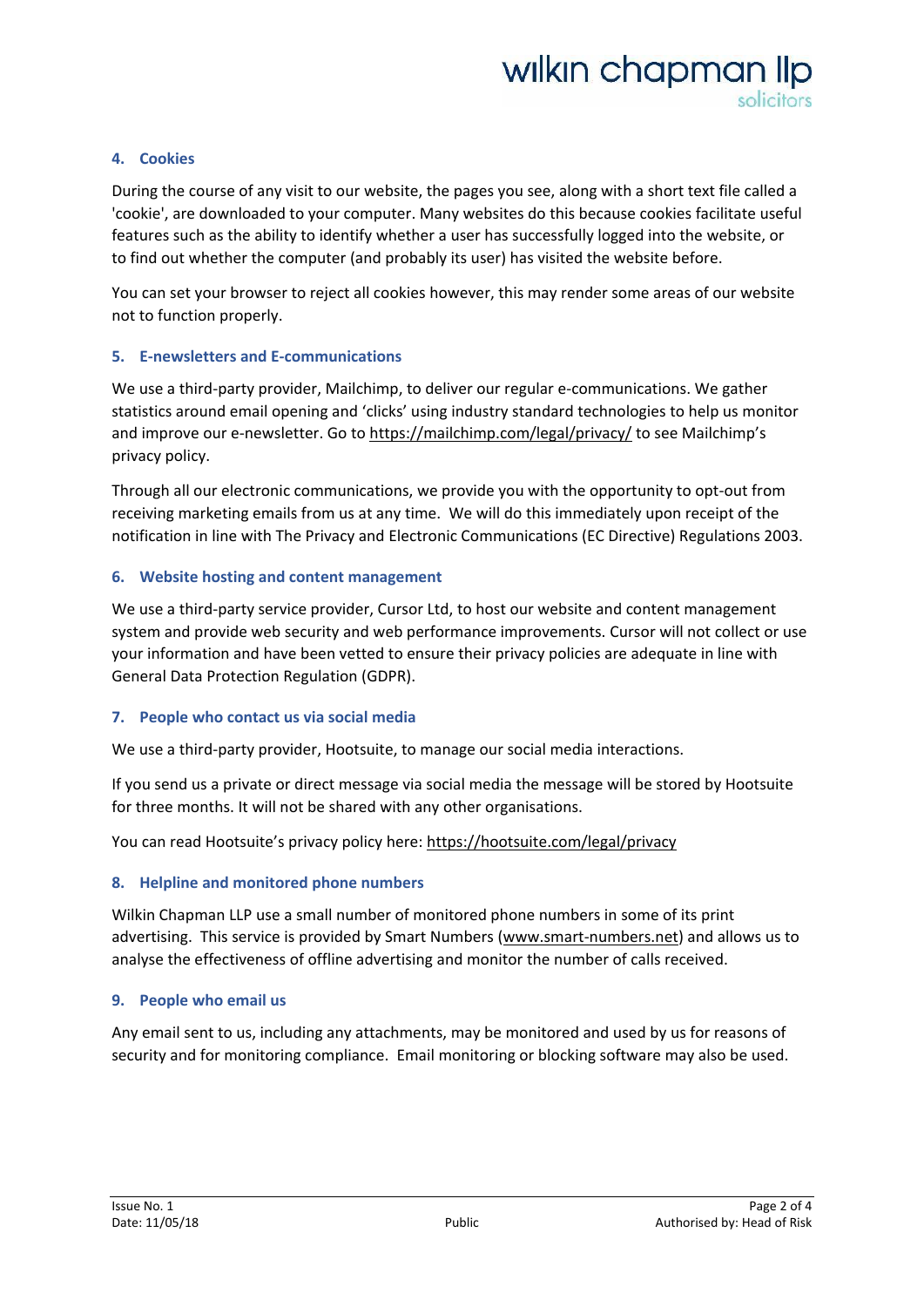## 4. Cookies

During the course of any visit to our website, the pages you see, along with a short text file called a 'cookie', are downloaded to your computer. Many websites do this because cookies facilitate useful features such as the ability to identify whether a user has successfully logged into the website, or to find out whether the computer (and probably its user) has visited the website before.

You can set your browser to reject all cookies however, this may render some areas of our website not to function properly.

## 5. E-newsletters and E-communications

We use a third-party provider, Mailchimp, to deliver our regular e-communications. We gather statistics around email opening and 'clicks' using industry standard technologies to help us monitor and improve our e-newsletter. Go to https://mailchimp.com/legal/privacy/ to see Mailchimp's privacy policy.

Through all our electronic communications, we provide you with the opportunity to opt-out from receiving marketing emails from us at any time. We will do this immediately upon receipt of the notification in line with The Privacy and Electronic Communications (EC Directive) Regulations 2003.

## 6. Website hosting and content management

We use a third-party service provider, Cursor Ltd, to host our website and content management system and provide web security and web performance improvements. Cursor will not collect or use your information and have been vetted to ensure their privacy policies are adequate in line with General Data Protection Regulation (GDPR).

## 7. People who contact us via social media

We use a third-party provider, Hootsuite, to manage our social media interactions.

If you send us a private or direct message via social media the message will be stored by Hootsuite for three months. It will not be shared with any other organisations.

You can read Hootsuite's privacy policy here: https://hootsuite.com/legal/privacy

## 8. Helpline and monitored phone numbers

Wilkin Chapman LLP use a small number of monitored phone numbers in some of its print advertising. This service is provided by Smart Numbers (www.smart-numbers.net) and allows us to analyse the effectiveness of offline advertising and monitor the number of calls received.

## 9. People who email us

Any email sent to us, including any attachments, may be monitored and used by us for reasons of security and for monitoring compliance. Email monitoring or blocking software may also be used.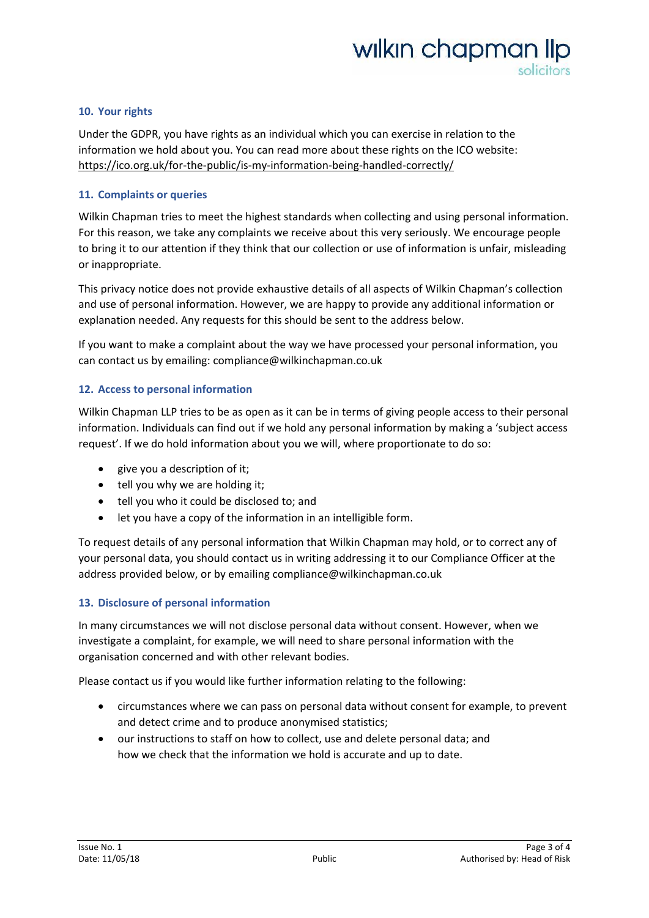## 10. Your rights

Under the GDPR, you have rights as an individual which you can exercise in relation to the information we hold about you. You can read more about these rights on the ICO website: https://ico.org.uk/for-the-public/is-my-information-being-handled-correctly/

## 11. Complaints or queries

Wilkin Chapman tries to meet the highest standards when collecting and using personal information. For this reason, we take any complaints we receive about this very seriously. We encourage people to bring it to our attention if they think that our collection or use of information is unfair, misleading or inappropriate.

This privacy notice does not provide exhaustive details of all aspects of Wilkin Chapman's collection and use of personal information. However, we are happy to provide any additional information or explanation needed. Any requests for this should be sent to the address below.

If you want to make a complaint about the way we have processed your personal information, you can contact us by emailing: compliance@wilkinchapman.co.uk

## 12. Access to personal information

Wilkin Chapman LLP tries to be as open as it can be in terms of giving people access to their personal information. Individuals can find out if we hold any personal information by making a 'subject access request'. If we do hold information about you we will, where proportionate to do so:

- give you a description of it;
- tell you why we are holding it;
- tell you who it could be disclosed to; and
- let you have a copy of the information in an intelligible form.

To request details of any personal information that Wilkin Chapman may hold, or to correct any of your personal data, you should contact us in writing addressing it to our Compliance Officer at the address provided below, or by emailing compliance@wilkinchapman.co.uk

## 13. Disclosure of personal information

In many circumstances we will not disclose personal data without consent. However, when we investigate a complaint, for example, we will need to share personal information with the organisation concerned and with other relevant bodies.

Please contact us if you would like further information relating to the following:

- circumstances where we can pass on personal data without consent for example, to prevent and detect crime and to produce anonymised statistics;
- our instructions to staff on how to collect, use and delete personal data; and how we check that the information we hold is accurate and up to date.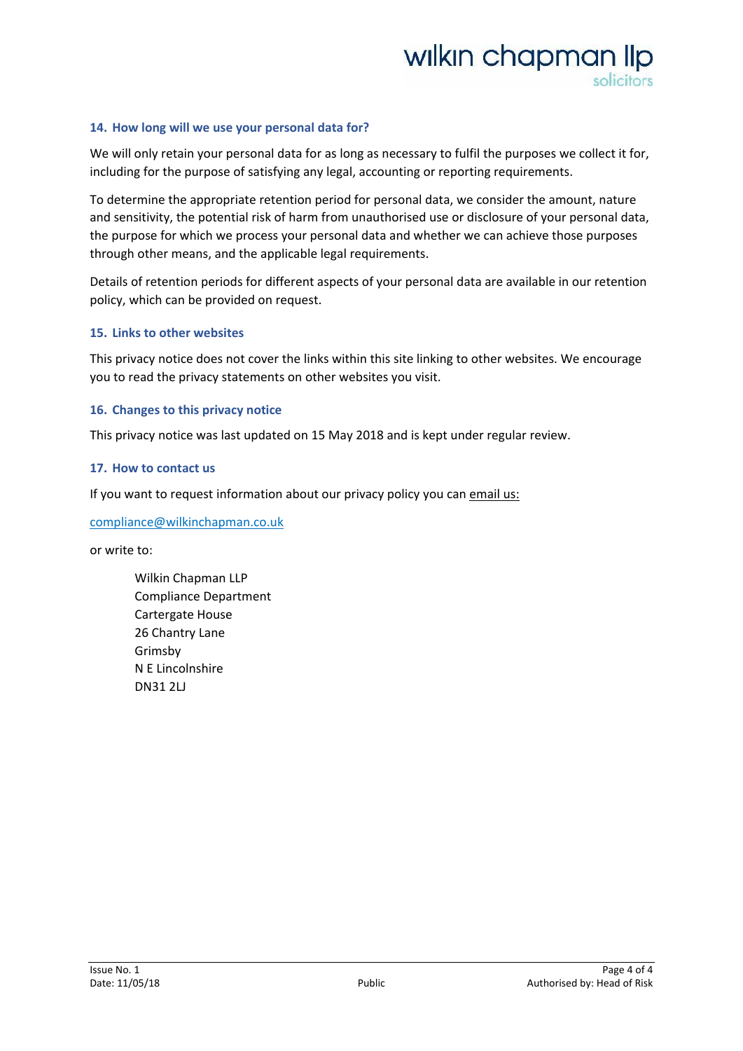### 14. How long will we use your personal data for?

We will only retain your personal data for as long as necessary to fulfil the purposes we collect it for, including for the purpose of satisfying any legal, accounting or reporting requirements.

To determine the appropriate retention period for personal data, we consider the amount, nature and sensitivity, the potential risk of harm from unauthorised use or disclosure of your personal data, the purpose for which we process your personal data and whether we can achieve those purposes through other means, and the applicable legal requirements.

Details of retention periods for different aspects of your personal data are available in our retention policy, which can be provided on request.

### 15. Links to other websites

This privacy notice does not cover the links within this site linking to other websites. We encourage you to read the privacy statements on other websites you visit.

### 16. Changes to this privacy notice

This privacy notice was last updated on 15 May 2018 and is kept under regular review.

### 17. How to contact us

If you want to request information about our privacy policy you can email us:

compliance@wilkinchapman.co.uk

or write to:

Wilkin Chapman LLP
Compliance Department
Cartergate House
26 Chantry Lane
Grimsby
N E Lincolnshire
DN31 2LJ